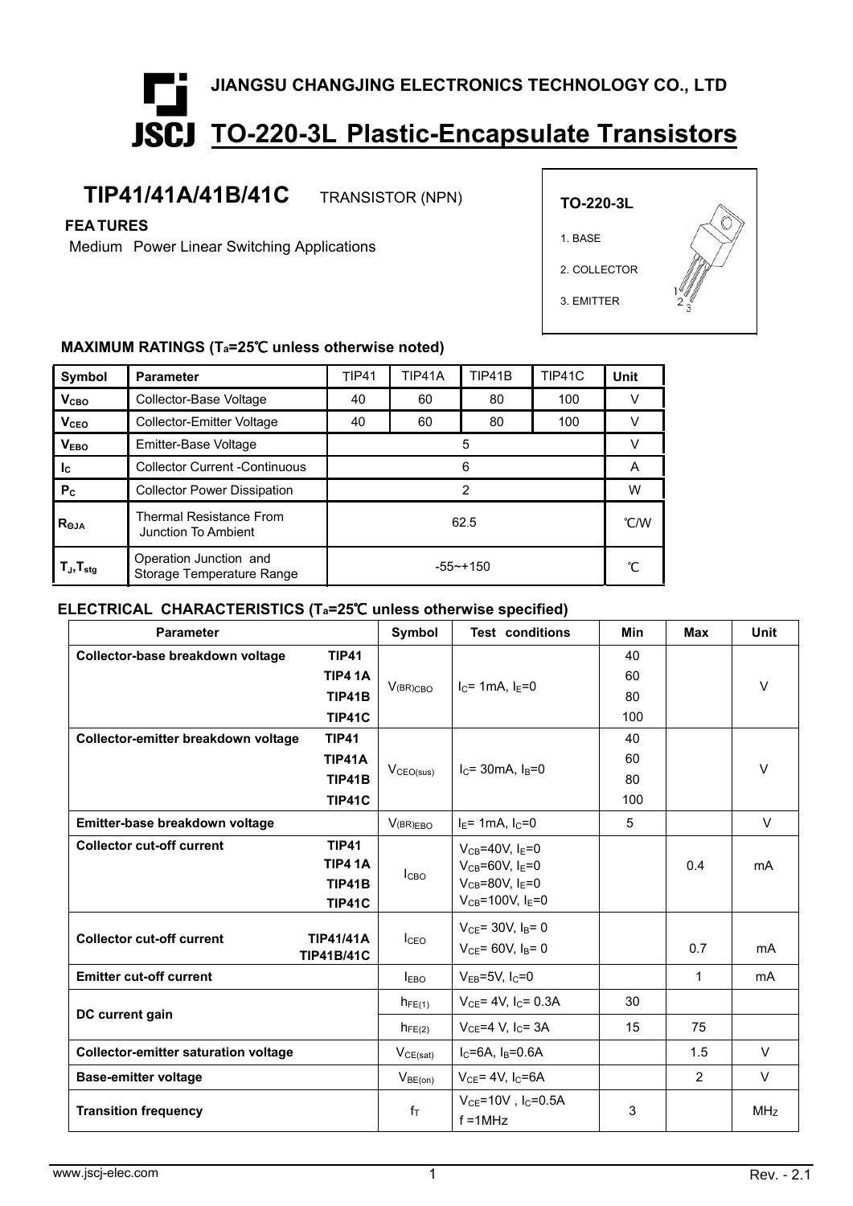JIANGSU CHANGJING ELECTRONICS TECHNOLOGY CO., LTD

# JSCJ TO-220-3L Plastic-Encapsulate Transistors

## TIP41/41A/41B/41C TRANSISTOR (NPN)

**FEATURES**

Medium Power Linear Switching Applications

**TO-220-3L**

1. BASE
2. COLLECTOR
3. EMITTER

### MAXIMUM RATINGS ($T_a$=25℃ unless otherwise noted)

| Symbol | Parameter | TIP41 | TIP41A | TIP41B | TIP41C | Unit |
|---|---|---|---|---|---|---|
| $V_{CBO}$ | Collector-Base Voltage | 40 | 60 | 80 | 100 | V |
| $V_{CEO}$ | Collector-Emitter Voltage | 40 | 60 | 80 | 100 | V |
| $V_{EBO}$ | Emitter-Base Voltage | 5 | | | | V |
| $I_C$ | Collector Current -Continuous | 6 | | | | A |
| $P_C$ | Collector Power Dissipation | 2 | | | | W |
| $R_{\Theta JA}$ | Thermal Resistance From Junction To Ambient | 62.5 | | | | ℃/W |
| $T_J$,$T_{stg}$ | Operation Junction and Storage Temperature Range | -55~+150 | | | | ℃ |

### ELECTRICAL CHARACTERISTICS ($T_a$=25℃ unless otherwise specified)

| Parameter | | Symbol | Test conditions | Min | Max | Unit |
|---|---|---|---|---|---|---|
| **Collector-base breakdown voltage** | **TIP41** | $V_{(BR)CBO}$ | $I_C$= 1mA, $I_E$=0 | 40 | | V |
| | **TIP41A** | | | 60 | | |
| | **TIP41B** | | | 80 | | |
| | **TIP41C** | | | 100 | | |
| **Collector-emitter breakdown voltage** | **TIP41** | $V_{CEO(sus)}$ | $I_C$= 30mA, $I_B$=0 | 40 | | V |
| | **TIP41A** | | | 60 | | |
| | **TIP41B** | | | 80 | | |
| | **TIP41C** | | | 100 | | |
| **Emitter-base breakdown voltage** | | $V_{(BR)EBO}$ | $I_E$= 1mA, $I_C$=0 | 5 | | V |
| **Collector cut-off current** | **TIP41** | $I_{CBO}$ | $V_{CB}$=40V, $I_E$=0 | | 0.4 | mA |
| | **TIP41A** | | $V_{CB}$=60V, $I_E$=0 | | | |
| | **TIP41B** | | $V_{CB}$=80V, $I_E$=0 | | | |
| | **TIP41C** | | $V_{CB}$=100V, $I_E$=0 | | | |
| **Collector cut-off current** | **TIP41/41A** | $I_{CEO}$ | $V_{CE}$= 30V, $I_B$= 0 | | 0.7 | mA |
| | **TIP41B/41C** | | $V_{CE}$= 60V, $I_B$= 0 | | | |
| **Emitter cut-off current** | | $I_{EBO}$ | $V_{EB}$=5V, $I_C$=0 | | 1 | mA |
| **DC current gain** | | $h_{FE(1)}$ | $V_{CE}$= 4V, $I_C$= 0.3A | 30 | | |
| | | $h_{FE(2)}$ | $V_{CE}$=4 V, $I_C$= 3A | 15 | 75 | |
| **Collector-emitter saturation voltage** | | $V_{CE(sat)}$ | $I_C$=6A, $I_B$=0.6A | | 1.5 | V |
| **Base-emitter voltage** | | $V_{BE(on)}$ | $V_{CE}$= 4V, $I_C$=6A | | 2 | V |
| **Transition frequency** | | $f_T$ | $V_{CE}$=10V , $I_C$=0.5A f =1MHz | 3 | | MHz |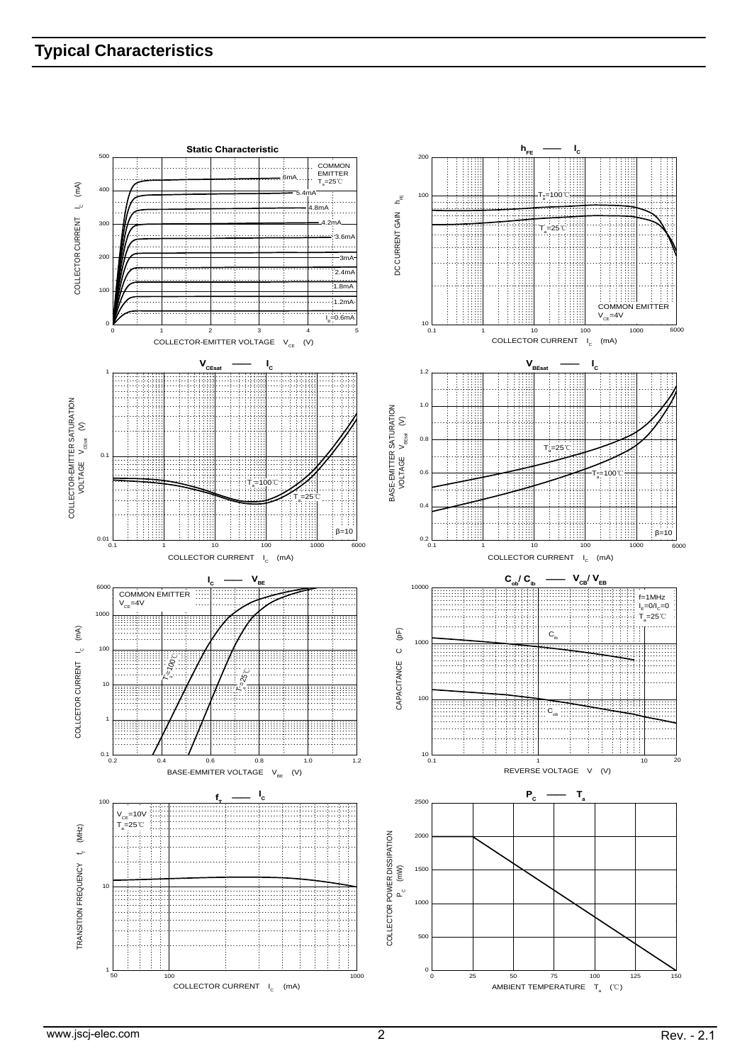## Typical Characteristics

**Static Characteristic**

COMMON EMITTER
$T_a$=25℃

$I_B$=0.6mA, 1.2mA, 1.8mA, 2.4mA, 3mA, 3.6mA, 4.2mA, 4.8mA, 5.4mA, 6mA

COLLECTOR CURRENT $I_C$ (mA)

COLLECTOR-EMITTER VOLTAGE $V_{CE}$ (V)

**$h_{FE}$ —— $I_C$**

$T_a$=100℃
$T_a$=25℃

COMMON EMITTER
$V_{CE}$=4V

DC CURRENT GAIN $h_{FE}$

COLLECTOR CURRENT $I_C$ (mA)

**$V_{CEsat}$ —— $I_C$**

$T_a$=100℃
$T_a$=25℃
β=10

COLLECTOR-EMITTER SATURATION VOLTAGE $V_{CEsat}$ (V)

COLLECTOR CURRENT $I_C$ (mA)

**$V_{BEsat}$ —— $I_C$**

$T_a$=25℃
$T_a$=100℃
β=10

BASE-EMITTER SATURATION VOLTAGE $V_{BEsat}$ (V)

COLLECTOR CURRENT $I_C$ (mA)

**$I_C$ —— $V_{BE}$**

COMMON EMITTER
$V_{CE}$=4V

$T_a$=100℃
$T_a$=25℃

COLLCETOR CURRENT $I_C$ (mA)

BASE-EMMITER VOLTAGE $V_{BE}$ (V)

**$C_{ob}$/ $C_{ib}$ —— $V_{CB}$/ $V_{EB}$**

f=1MHz
$I_E$=0/$I_C$=0
$T_a$=25℃

$C_{ib}$
$C_{ob}$

CAPACITANCE C (pF)

REVERSE VOLTAGE V (V)

**$f_T$ —— $I_C$**

$V_{CE}$=10V
$T_a$=25℃

TRANSITION FREQUENCY $f_T$ (MHz)

COLLECTOR CURRENT $I_C$ (mA)

**$P_C$ —— $T_a$**

COLLECTOR POWER DISSIPATION $P_C$ (mW)

AMBIENT TEMPERATURE $T_a$ (℃)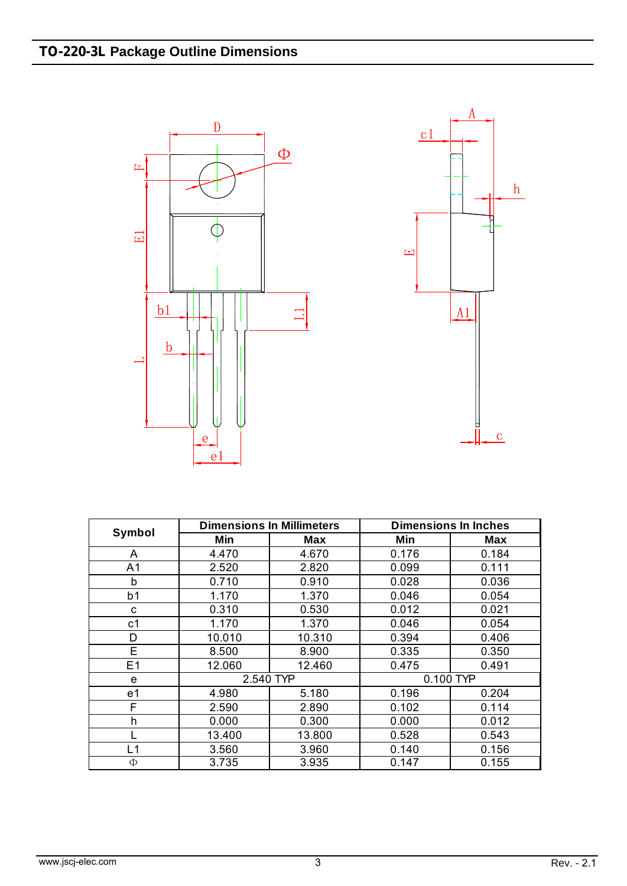## TO-220-3L Package Outline Dimensions

| Symbol | Dimensions In Millimeters | | Dimensions In Inches | |
|---|---|---|---|---|
| | Min | Max | Min | Max |
| A | 4.470 | 4.670 | 0.176 | 0.184 |
| A1 | 2.520 | 2.820 | 0.099 | 0.111 |
| b | 0.710 | 0.910 | 0.028 | 0.036 |
| b1 | 1.170 | 1.370 | 0.046 | 0.054 |
| c | 0.310 | 0.530 | 0.012 | 0.021 |
| c1 | 1.170 | 1.370 | 0.046 | 0.054 |
| D | 10.010 | 10.310 | 0.394 | 0.406 |
| E | 8.500 | 8.900 | 0.335 | 0.350 |
| E1 | 12.060 | 12.460 | 0.475 | 0.491 |
| e | 2.540 TYP | | 0.100 TYP | |
| e1 | 4.980 | 5.180 | 0.196 | 0.204 |
| F | 2.590 | 2.890 | 0.102 | 0.114 |
| h | 0.000 | 0.300 | 0.000 | 0.012 |
| L | 13.400 | 13.800 | 0.528 | 0.543 |
| L1 | 3.560 | 3.960 | 0.140 | 0.156 |
| Φ | 3.735 | 3.935 | 0.147 | 0.155 |

www.jscj-elec.com

Rev. - 2.1